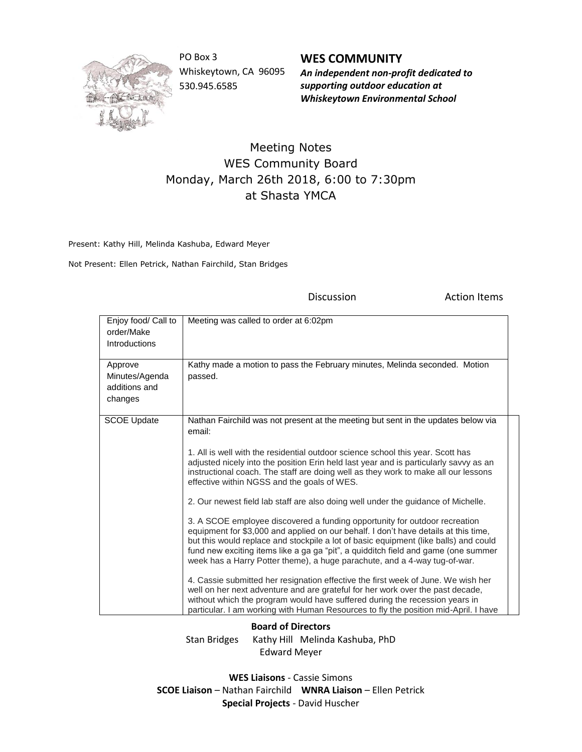PO Box 3
Whiskeytown, CA 96095
530.945.6585

**WES COMMUNITY**
***An independent non-profit dedicated to supporting outdoor education at Whiskeytown Environmental School***

# Meeting Notes
## WES Community Board
## Monday, March 26th 2018, 6:00 to 7:30pm
## at Shasta YMCA

Present: Kathy Hill, Melinda Kashuba, Edward Meyer

Not Present: Ellen Petrick, Nathan Fairchild, Stan Bridges

| | Discussion | Action Items |
|---|---|---|
| Enjoy food/ Call to order/Make Introductions | Meeting was called to order at 6:02pm | |
| Approve Minutes/Agenda additions and changes | Kathy made a motion to pass the February minutes, Melinda seconded. Motion passed. | |
| SCOE Update | Nathan Fairchild was not present at the meeting but sent in the updates below via email:<br><br>1. All is well with the residential outdoor science school this year. Scott has adjusted nicely into the position Erin held last year and is particularly savvy as an instructional coach. The staff are doing well as they work to make all our lessons effective within NGSS and the goals of WES.<br><br>2. Our newest field lab staff are also doing well under the guidance of Michelle.<br><br>3. A SCOE employee discovered a funding opportunity for outdoor recreation equipment for $3,000 and applied on our behalf. I don't have details at this time, but this would replace and stockpile a lot of basic equipment (like balls) and could fund new exciting items like a ga ga "pit", a quidditch field and game (one summer week has a Harry Potter theme), a huge parachute, and a 4-way tug-of-war.<br><br>4. Cassie submitted her resignation effective the first week of June. We wish her well on her next adventure and are grateful for her work over the past decade, without which the program would have suffered during the recession years in particular. I am working with Human Resources to fly the position mid-April. I have | |

**Board of Directors**
Stan Bridges Kathy Hill Melinda Kashuba, PhD
Edward Meyer

**WES Liaisons** - Cassie Simons
**SCOE Liaison** – Nathan Fairchild **WNRA Liaison** – Ellen Petrick
**Special Projects** - David Huscher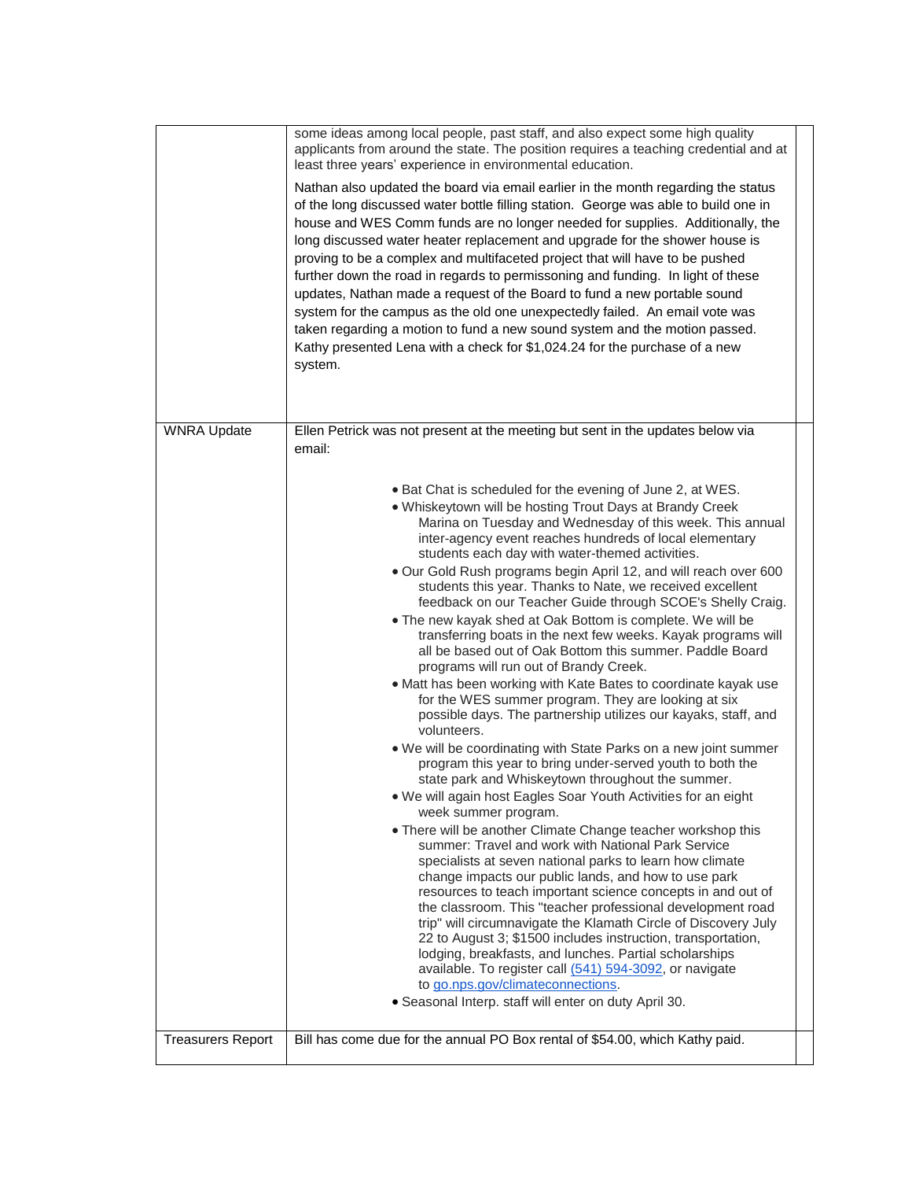| | | |
|---|---|---|
| | some ideas among local people, past staff, and also expect some high quality applicants from around the state. The position requires a teaching credential and at least three years' experience in environmental education.<br><br>Nathan also updated the board via email earlier in the month regarding the status of the long discussed water bottle filling station. George was able to build one in house and WES Comm funds are no longer needed for supplies. Additionally, the long discussed water heater replacement and upgrade for the shower house is proving to be a complex and multifaceted project that will have to be pushed further down the road in regards to permissoning and funding. In light of these updates, Nathan made a request of the Board to fund a new portable sound system for the campus as the old one unexpectedly failed. An email vote was taken regarding a motion to fund a new sound system and the motion passed. Kathy presented Lena with a check for $1,024.24 for the purchase of a new system. | |
| WNRA Update | Ellen Petrick was not present at the meeting but sent in the updates below via email:<br><br>• Bat Chat is scheduled for the evening of June 2, at WES.<br>• Whiskeytown will be hosting Trout Days at Brandy Creek Marina on Tuesday and Wednesday of this week. This annual inter-agency event reaches hundreds of local elementary students each day with water-themed activities.<br>• Our Gold Rush programs begin April 12, and will reach over 600 students this year. Thanks to Nate, we received excellent feedback on our Teacher Guide through SCOE's Shelly Craig.<br>• The new kayak shed at Oak Bottom is complete. We will be transferring boats in the next few weeks. Kayak programs will all be based out of Oak Bottom this summer. Paddle Board programs will run out of Brandy Creek.<br>• Matt has been working with Kate Bates to coordinate kayak use for the WES summer program. They are looking at six possible days. The partnership utilizes our kayaks, staff, and volunteers.<br>• We will be coordinating with State Parks on a new joint summer program this year to bring under-served youth to both the state park and Whiskeytown throughout the summer.<br>• We will again host Eagles Soar Youth Activities for an eight week summer program.<br>• There will be another Climate Change teacher workshop this summer: Travel and work with National Park Service specialists at seven national parks to learn how climate change impacts our public lands, and how to use park resources to teach important science concepts in and out of the classroom. This "teacher professional development road trip" will circumnavigate the Klamath Circle of Discovery July 22 to August 3; $1500 includes instruction, transportation, lodging, breakfasts, and lunches. Partial scholarships available. To register call (541) 594-3092, or navigate to go.nps.gov/climateconnections.<br>• Seasonal Interp. staff will enter on duty April 30. | |
| Treasurers Report | Bill has come due for the annual PO Box rental of $54.00, which Kathy paid. | |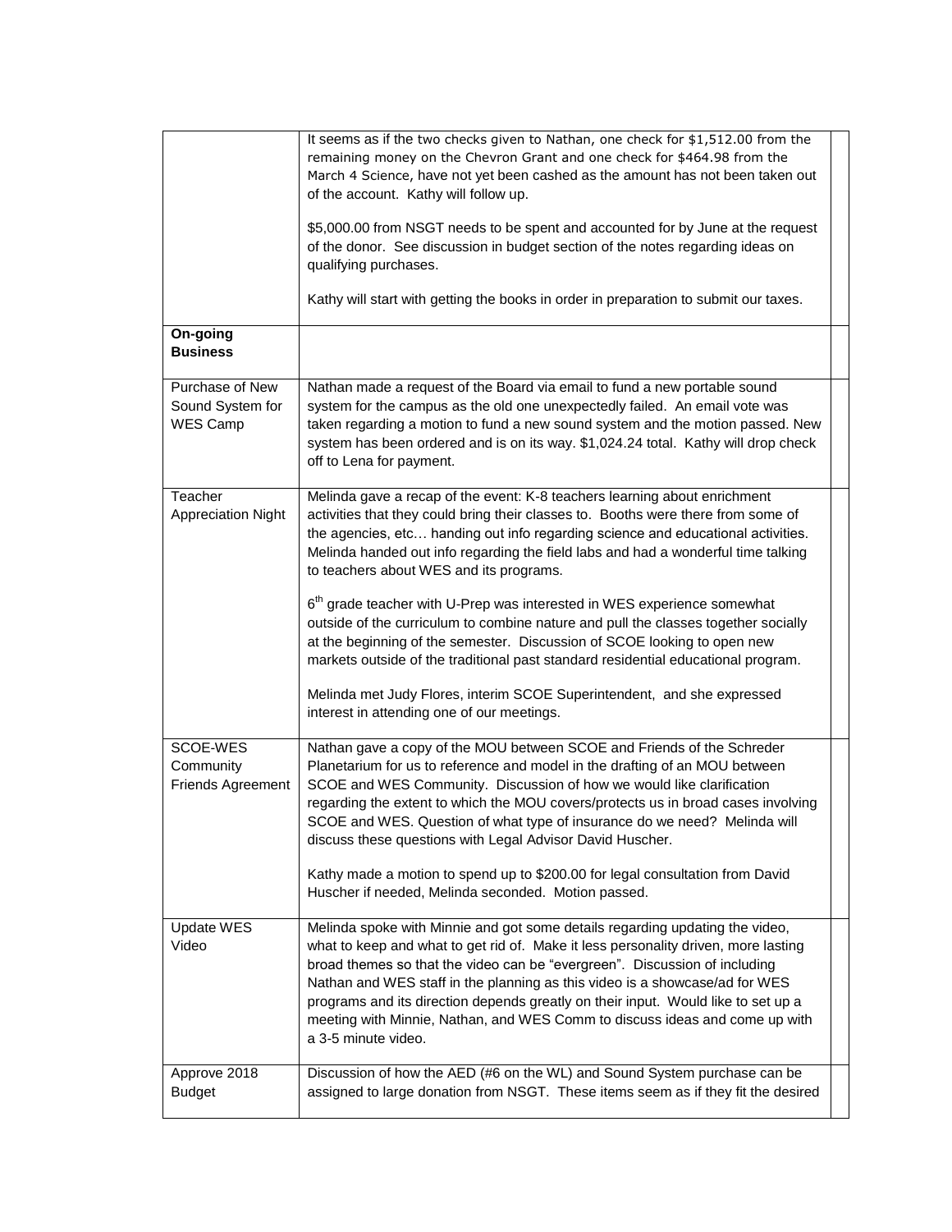| | | |
|---|---|---|
| | It seems as if the two checks given to Nathan, one check for $1,512.00 from the remaining money on the Chevron Grant and one check for $464.98 from the March 4 Science, have not yet been cashed as the amount has not been taken out of the account. Kathy will follow up.<br><br>$5,000.00 from NSGT needs to be spent and accounted for by June at the request of the donor. See discussion in budget section of the notes regarding ideas on qualifying purchases.<br><br>Kathy will start with getting the books in order in preparation to submit our taxes. | |
| **On-going Business** | | |
| Purchase of New Sound System for WES Camp | Nathan made a request of the Board via email to fund a new portable sound system for the campus as the old one unexpectedly failed. An email vote was taken regarding a motion to fund a new sound system and the motion passed. New system has been ordered and is on its way. $1,024.24 total. Kathy will drop check off to Lena for payment. | |
| Teacher Appreciation Night | Melinda gave a recap of the event: K-8 teachers learning about enrichment activities that they could bring their classes to. Booths were there from some of the agencies, etc… handing out info regarding science and educational activities. Melinda handed out info regarding the field labs and had a wonderful time talking to teachers about WES and its programs.<br><br>6th grade teacher with U-Prep was interested in WES experience somewhat outside of the curriculum to combine nature and pull the classes together socially at the beginning of the semester. Discussion of SCOE looking to open new markets outside of the traditional past standard residential educational program.<br><br>Melinda met Judy Flores, interim SCOE Superintendent, and she expressed interest in attending one of our meetings. | |
| SCOE-WES Community Friends Agreement | Nathan gave a copy of the MOU between SCOE and Friends of the Schreder Planetarium for us to reference and model in the drafting of an MOU between SCOE and WES Community. Discussion of how we would like clarification regarding the extent to which the MOU covers/protects us in broad cases involving SCOE and WES. Question of what type of insurance do we need? Melinda will discuss these questions with Legal Advisor David Huscher.<br><br>Kathy made a motion to spend up to $200.00 for legal consultation from David Huscher if needed, Melinda seconded. Motion passed. | |
| Update WES Video | Melinda spoke with Minnie and got some details regarding updating the video, what to keep and what to get rid of. Make it less personality driven, more lasting broad themes so that the video can be "evergreen". Discussion of including Nathan and WES staff in the planning as this video is a showcase/ad for WES programs and its direction depends greatly on their input. Would like to set up a meeting with Minnie, Nathan, and WES Comm to discuss ideas and come up with a 3-5 minute video. | |
| Approve 2018 Budget | Discussion of how the AED (#6 on the WL) and Sound System purchase can be assigned to large donation from NSGT. These items seem as if they fit the desired | |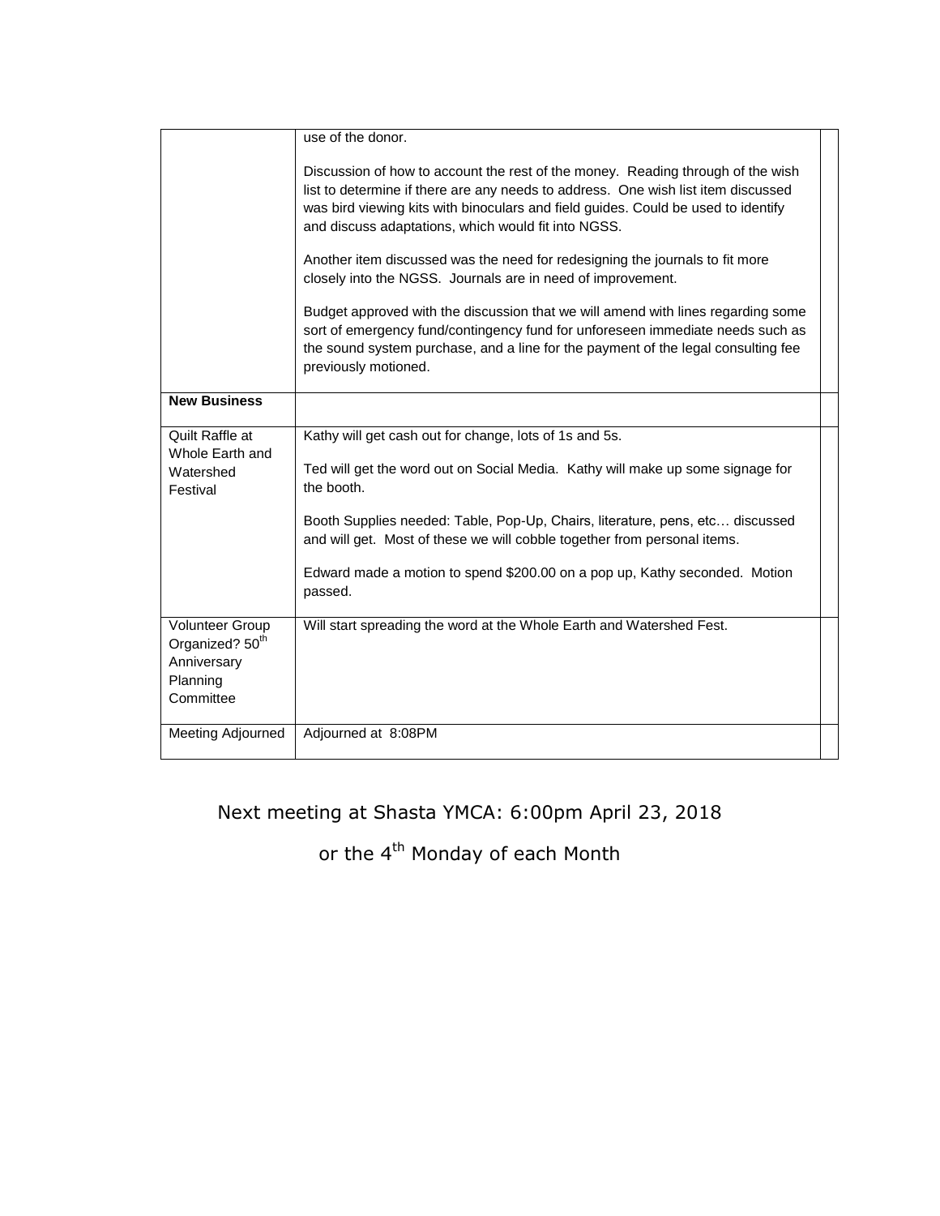| | | |
|---|---|---|
| | use of the donor.<br><br>Discussion of how to account the rest of the money. Reading through of the wish list to determine if there are any needs to address. One wish list item discussed was bird viewing kits with binoculars and field guides. Could be used to identify and discuss adaptations, which would fit into NGSS.<br><br>Another item discussed was the need for redesigning the journals to fit more closely into the NGSS. Journals are in need of improvement.<br><br>Budget approved with the discussion that we will amend with lines regarding some sort of emergency fund/contingency fund for unforeseen immediate needs such as the sound system purchase, and a line for the payment of the legal consulting fee previously motioned. | |
| **New Business** | | |
| Quilt Raffle at Whole Earth and Watershed Festival | Kathy will get cash out for change, lots of 1s and 5s.<br><br>Ted will get the word out on Social Media. Kathy will make up some signage for the booth.<br><br>Booth Supplies needed: Table, Pop-Up, Chairs, literature, pens, etc… discussed and will get. Most of these we will cobble together from personal items.<br><br>Edward made a motion to spend $200.00 on a pop up, Kathy seconded. Motion passed. | |
| Volunteer Group Organized? 50th Anniversary Planning Committee | Will start spreading the word at the Whole Earth and Watershed Fest. | |
| Meeting Adjourned | Adjourned at 8:08PM | |

Next meeting at Shasta YMCA: 6:00pm April 23, 2018

or the 4th Monday of each Month